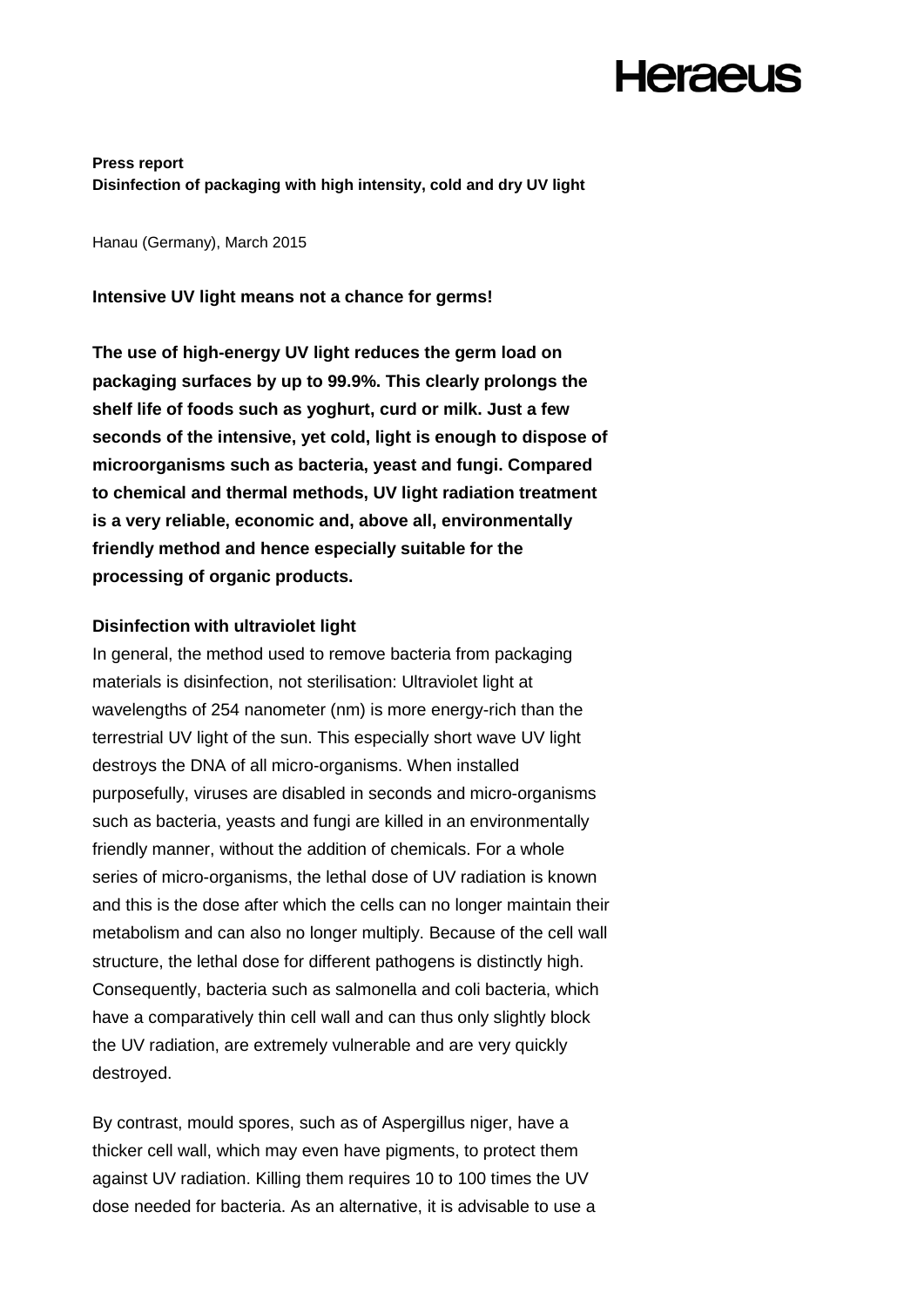**Press report**
**Disinfection of packaging with high intensity, cold and dry UV light**

Hanau (Germany), March 2015

**Intensive UV light means not a chance for germs!**

**The use of high-energy UV light reduces the germ load on packaging surfaces by up to 99.9%. This clearly prolongs the shelf life of foods such as yoghurt, curd or milk. Just a few seconds of the intensive, yet cold, light is enough to dispose of microorganisms such as bacteria, yeast and fungi. Compared to chemical and thermal methods, UV light radiation treatment is a very reliable, economic and, above all, environmentally friendly method and hence especially suitable for the processing of organic products.**

**Disinfection with ultraviolet light**

In general, the method used to remove bacteria from packaging materials is disinfection, not sterilisation: Ultraviolet light at wavelengths of 254 nanometer (nm) is more energy-rich than the terrestrial UV light of the sun. This especially short wave UV light destroys the DNA of all micro-organisms. When installed purposefully, viruses are disabled in seconds and micro-organisms such as bacteria, yeasts and fungi are killed in an environmentally friendly manner, without the addition of chemicals. For a whole series of micro-organisms, the lethal dose of UV radiation is known and this is the dose after which the cells can no longer maintain their metabolism and can also no longer multiply. Because of the cell wall structure, the lethal dose for different pathogens is distinctly high. Consequently, bacteria such as salmonella and coli bacteria, which have a comparatively thin cell wall and can thus only slightly block the UV radiation, are extremely vulnerable and are very quickly destroyed.

By contrast, mould spores, such as of Aspergillus niger, have a thicker cell wall, which may even have pigments, to protect them against UV radiation. Killing them requires 10 to 100 times the UV dose needed for bacteria. As an alternative, it is advisable to use a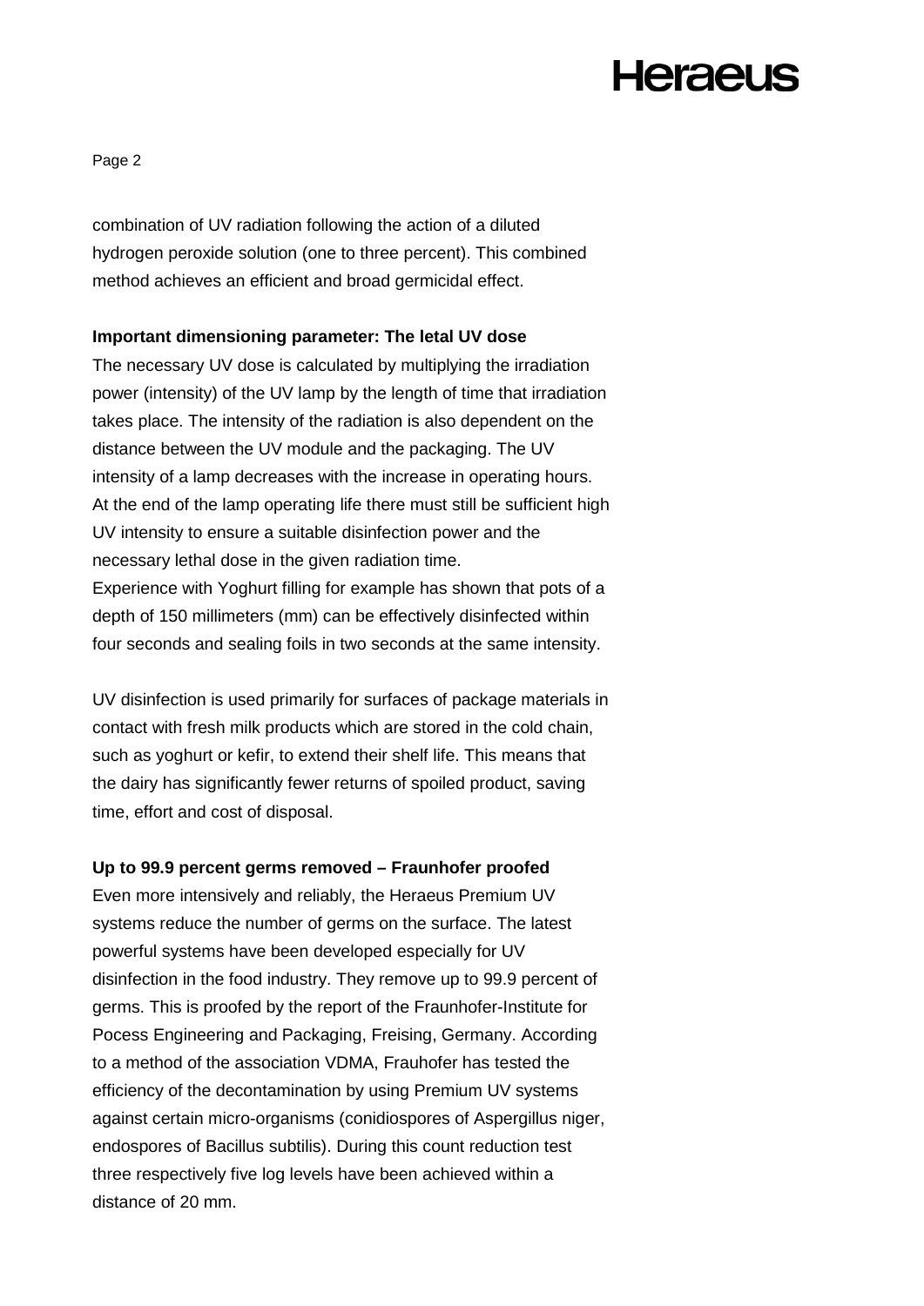combination of UV radiation following the action of a diluted hydrogen peroxide solution (one to three percent). This combined method achieves an efficient and broad germicidal effect.

**Important dimensioning parameter: The letal UV dose**

The necessary UV dose is calculated by multiplying the irradiation power (intensity) of the UV lamp by the length of time that irradiation takes place. The intensity of the radiation is also dependent on the distance between the UV module and the packaging. The UV intensity of a lamp decreases with the increase in operating hours. At the end of the lamp operating life there must still be sufficient high UV intensity to ensure a suitable disinfection power and the necessary lethal dose in the given radiation time.
Experience with Yoghurt filling for example has shown that pots of a depth of 150 millimeters (mm) can be effectively disinfected within four seconds and sealing foils in two seconds at the same intensity.

UV disinfection is used primarily for surfaces of package materials in contact with fresh milk products which are stored in the cold chain, such as yoghurt or kefir, to extend their shelf life. This means that the dairy has significantly fewer returns of spoiled product, saving time, effort and cost of disposal.

**Up to 99.9 percent germs removed – Fraunhofer proofed**

Even more intensively and reliably, the Heraeus Premium UV systems reduce the number of germs on the surface. The latest powerful systems have been developed especially for UV disinfection in the food industry. They remove up to 99.9 percent of germs. This is proofed by the report of the Fraunhofer-Institute for Pocess Engineering and Packaging, Freising, Germany. According to a method of the association VDMA, Frauhofer has tested the efficiency of the decontamination by using Premium UV systems against certain micro-organisms (conidiospores of Aspergillus niger, endospores of Bacillus subtilis). During this count reduction test three respectively five log levels have been achieved within a distance of 20 mm.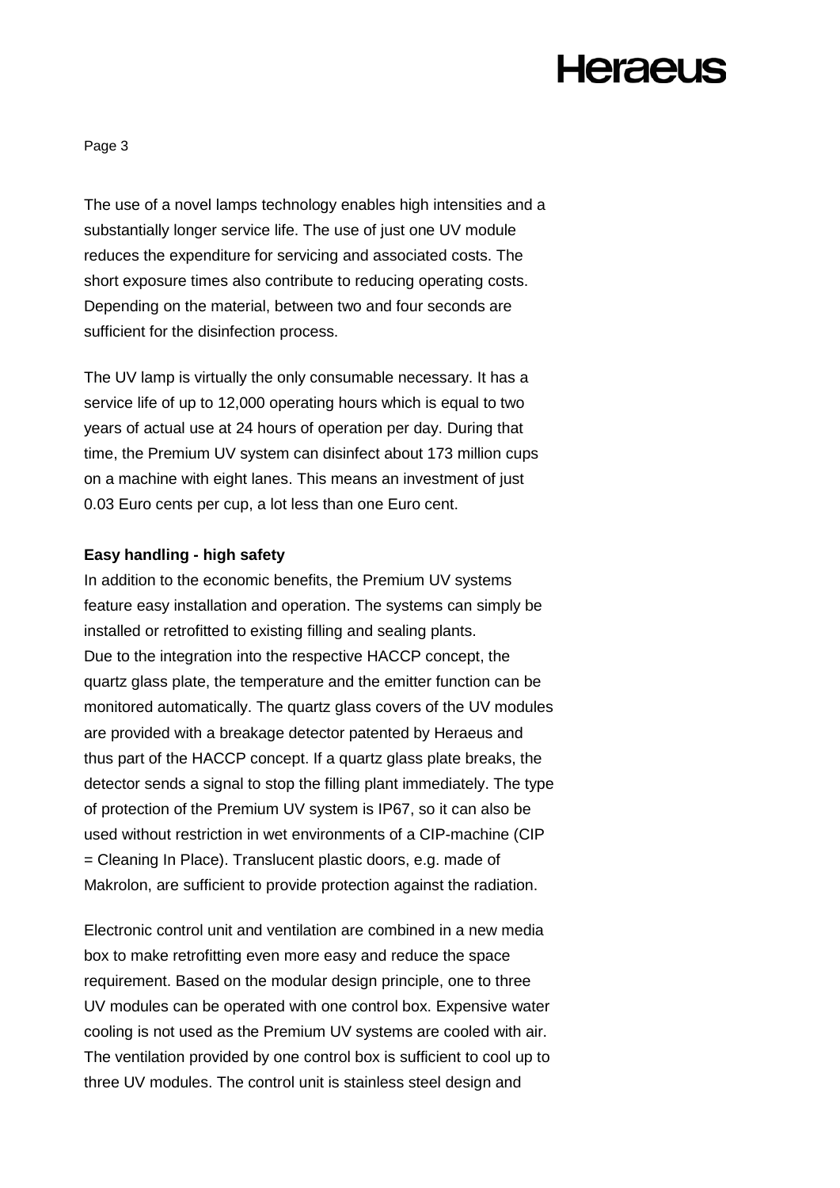The use of a novel lamps technology enables high intensities and a substantially longer service life. The use of just one UV module reduces the expenditure for servicing and associated costs. The short exposure times also contribute to reducing operating costs. Depending on the material, between two and four seconds are sufficient for the disinfection process.

The UV lamp is virtually the only consumable necessary. It has a service life of up to 12,000 operating hours which is equal to two years of actual use at 24 hours of operation per day. During that time, the Premium UV system can disinfect about 173 million cups on a machine with eight lanes. This means an investment of just 0.03 Euro cents per cup, a lot less than one Euro cent.

**Easy handling - high safety**

In addition to the economic benefits, the Premium UV systems feature easy installation and operation. The systems can simply be installed or retrofitted to existing filling and sealing plants.
Due to the integration into the respective HACCP concept, the quartz glass plate, the temperature and the emitter function can be monitored automatically. The quartz glass covers of the UV modules are provided with a breakage detector patented by Heraeus and thus part of the HACCP concept. If a quartz glass plate breaks, the detector sends a signal to stop the filling plant immediately. The type of protection of the Premium UV system is IP67, so it can also be used without restriction in wet environments of a CIP-machine (CIP = Cleaning In Place). Translucent plastic doors, e.g. made of Makrolon, are sufficient to provide protection against the radiation.

Electronic control unit and ventilation are combined in a new media box to make retrofitting even more easy and reduce the space requirement. Based on the modular design principle, one to three UV modules can be operated with one control box. Expensive water cooling is not used as the Premium UV systems are cooled with air. The ventilation provided by one control box is sufficient to cool up to three UV modules. The control unit is stainless steel design and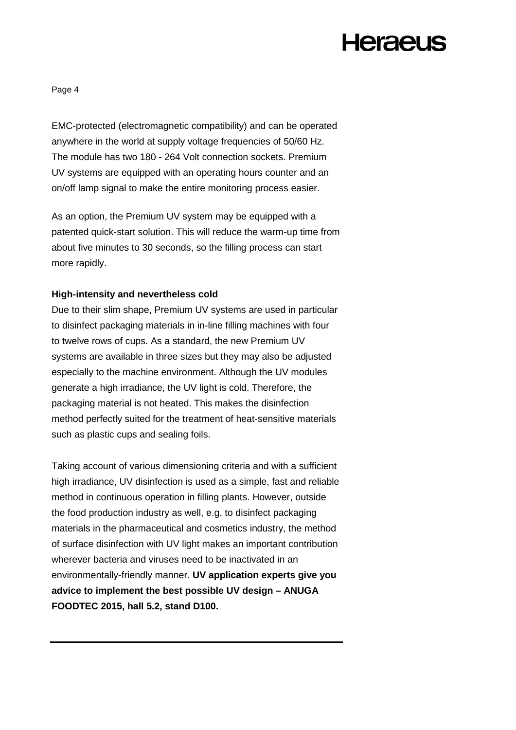EMC-protected (electromagnetic compatibility) and can be operated anywhere in the world at supply voltage frequencies of 50/60 Hz. The module has two 180 - 264 Volt connection sockets. Premium UV systems are equipped with an operating hours counter and an on/off lamp signal to make the entire monitoring process easier.

As an option, the Premium UV system may be equipped with a patented quick-start solution. This will reduce the warm-up time from about five minutes to 30 seconds, so the filling process can start more rapidly.

**High-intensity and nevertheless cold**

Due to their slim shape, Premium UV systems are used in particular to disinfect packaging materials in in-line filling machines with four to twelve rows of cups. As a standard, the new Premium UV systems are available in three sizes but they may also be adjusted especially to the machine environment. Although the UV modules generate a high irradiance, the UV light is cold. Therefore, the packaging material is not heated. This makes the disinfection method perfectly suited for the treatment of heat-sensitive materials such as plastic cups and sealing foils.

Taking account of various dimensioning criteria and with a sufficient high irradiance, UV disinfection is used as a simple, fast and reliable method in continuous operation in filling plants. However, outside the food production industry as well, e.g. to disinfect packaging materials in the pharmaceutical and cosmetics industry, the method of surface disinfection with UV light makes an important contribution wherever bacteria and viruses need to be inactivated in an environmentally-friendly manner. **UV application experts give you advice to implement the best possible UV design – ANUGA FOODTEC 2015, hall 5.2, stand D100.**

---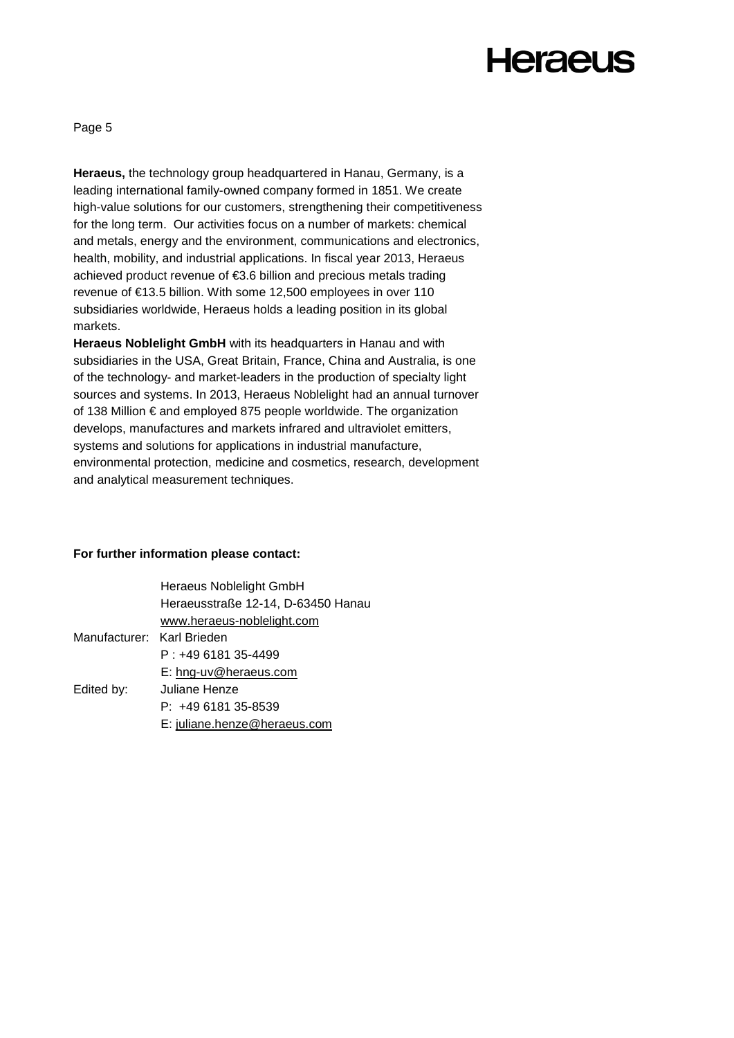**Heraeus,** the technology group headquartered in Hanau, Germany, is a leading international family-owned company formed in 1851. We create high-value solutions for our customers, strengthening their competitiveness for the long term. Our activities focus on a number of markets: chemical and metals, energy and the environment, communications and electronics, health, mobility, and industrial applications. In fiscal year 2013, Heraeus achieved product revenue of €3.6 billion and precious metals trading revenue of €13.5 billion. With some 12,500 employees in over 110 subsidiaries worldwide, Heraeus holds a leading position in its global markets.

**Heraeus Noblelight GmbH** with its headquarters in Hanau and with subsidiaries in the USA, Great Britain, France, China and Australia, is one of the technology- and market-leaders in the production of specialty light sources and systems. In 2013, Heraeus Noblelight had an annual turnover of 138 Million € and employed 875 people worldwide. The organization develops, manufactures and markets infrared and ultraviolet emitters, systems and solutions for applications in industrial manufacture, environmental protection, medicine and cosmetics, research, development and analytical measurement techniques.

**For further information please contact:**

| | |
|---|---|
| | Heraeus Noblelight GmbH |
| | Heraeusstraße 12-14, D-63450 Hanau |
| | www.heraeus-noblelight.com |
| Manufacturer: | Karl Brieden |
| | P : +49 6181 35-4499 |
| | E: hng-uv@heraeus.com |
| Edited by: | Juliane Henze |
| | P: +49 6181 35-8539 |
| | E: juliane.henze@heraeus.com |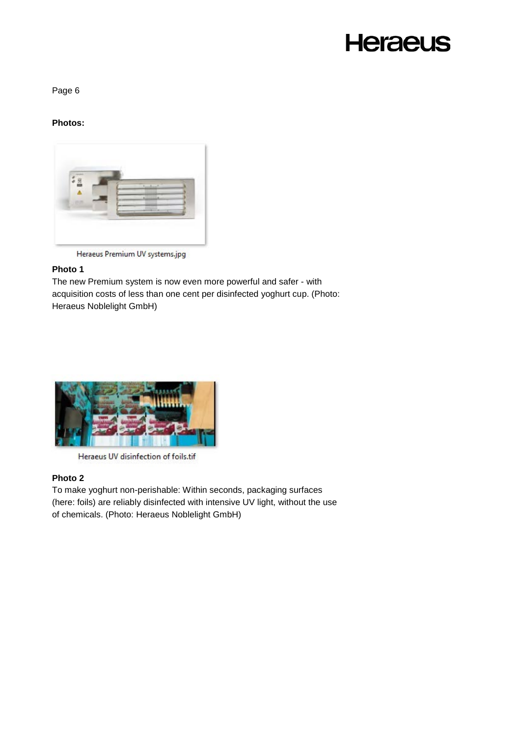**Photos:**

Heraeus Premium UV systems.jpg

**Photo 1**

The new Premium system is now even more powerful and safer - with acquisition costs of less than one cent per disinfected yoghurt cup. (Photo: Heraeus Noblelight GmbH)

Heraeus UV disinfection of foils.tif

**Photo 2**

To make yoghurt non-perishable: Within seconds, packaging surfaces (here: foils) are reliably disinfected with intensive UV light, without the use of chemicals. (Photo: Heraeus Noblelight GmbH)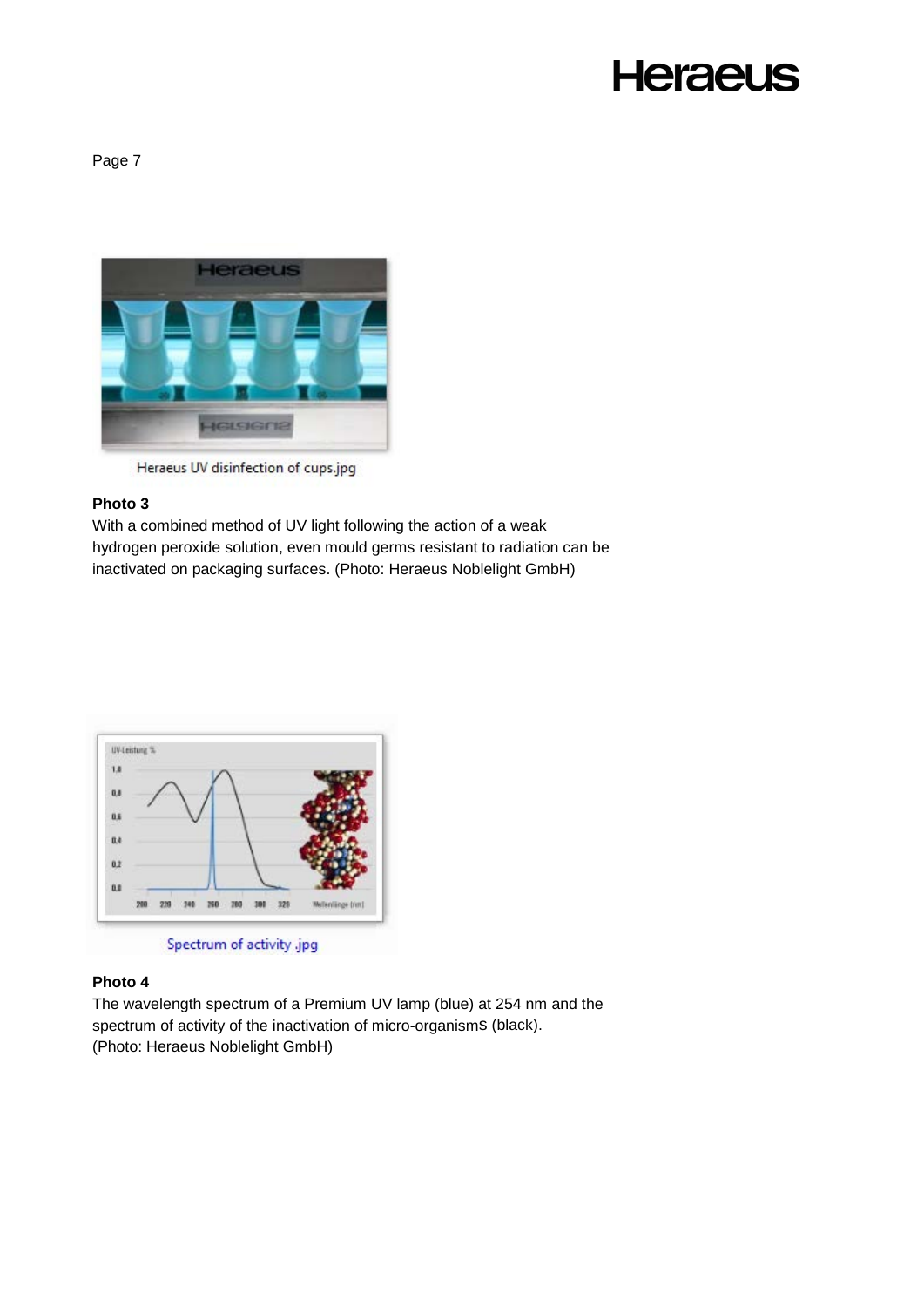Heraeus UV disinfection of cups.jpg

**Photo 3**
With a combined method of UV light following the action of a weak hydrogen peroxide solution, even mould germs resistant to radiation can be inactivated on packaging surfaces. (Photo: Heraeus Noblelight GmbH)

UV-Leistung %
1,0
0,8
0,6
0,4
0,2
0,0
200 220 240 260 280 300 320 Wellenlänge [nm]

Spectrum of activity .jpg

**Photo 4**
The wavelength spectrum of a Premium UV lamp (blue) at 254 nm and the spectrum of activity of the inactivation of micro-organisms (black). (Photo: Heraeus Noblelight GmbH)